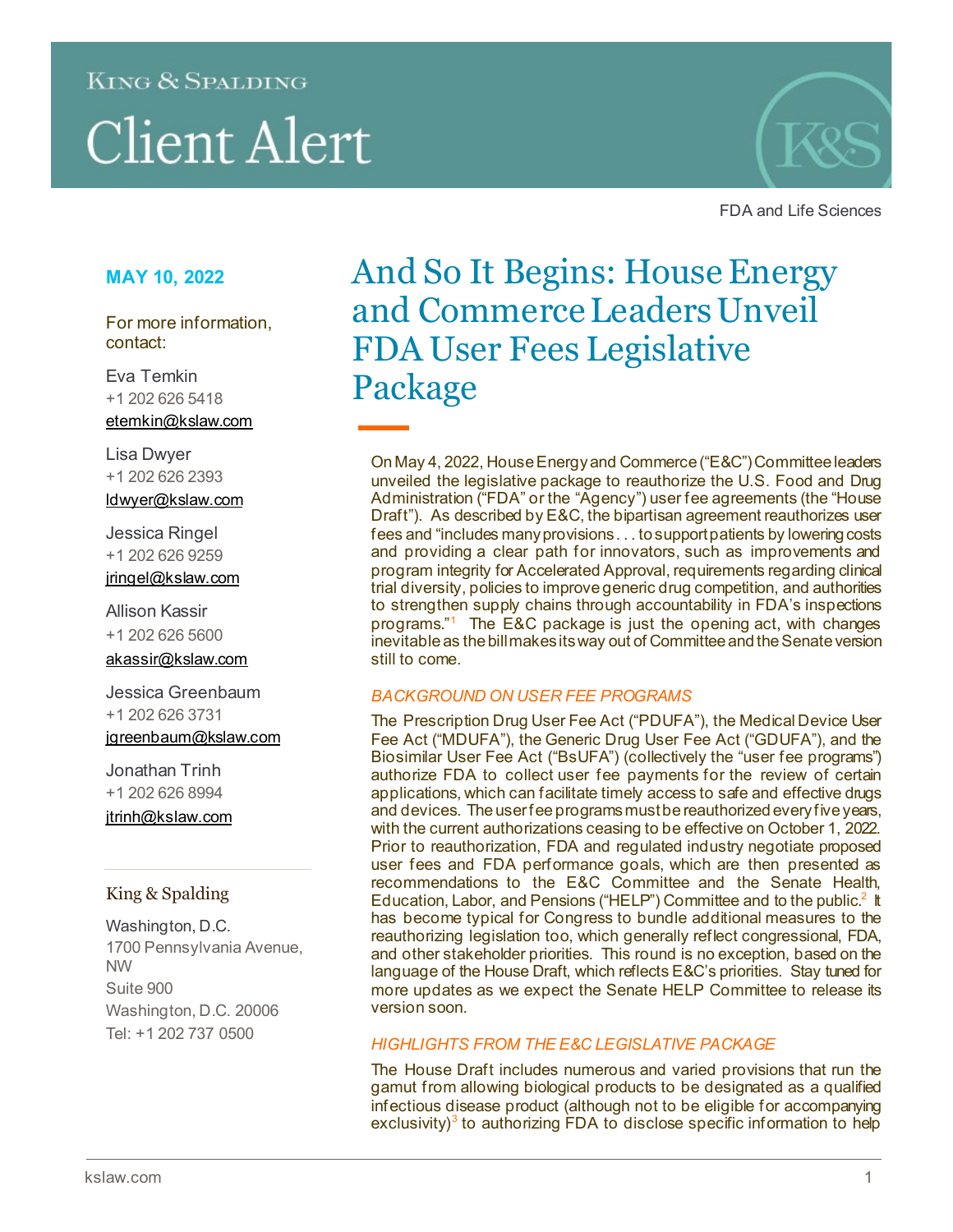King & Spalding

# Client Alert

FDA and Life Sciences

**MAY 10, 2022**

For more information, contact:

Eva Temkin
+1 202 626 5418
etemkin@kslaw.com

Lisa Dwyer
+1 202 626 2393
ldwyer@kslaw.com

Jessica Ringel
+1 202 626 9259
jringel@kslaw.com

Allison Kassir
+1 202 626 5600
akassir@kslaw.com

Jessica Greenbaum
+1 202 626 3731
jgreenbaum@kslaw.com

Jonathan Trinh
+1 202 626 8994
jtrinh@kslaw.com

King & Spalding

Washington, D.C.
1700 Pennsylvania Avenue, NW
Suite 900
Washington, D.C. 20006
Tel: +1 202 737 0500

# And So It Begins: House Energy and Commerce Leaders Unveil FDA User Fees Legislative Package

On May 4, 2022, House Energy and Commerce ("E&C") Committee leaders unveiled the legislative package to reauthorize the U.S. Food and Drug Administration ("FDA" or the "Agency") user fee agreements (the "House Draft"). As described by E&C, the bipartisan agreement reauthorizes user fees and "includes many provisions . . . to support patients by lowering costs and providing a clear path for innovators, such as improvements and program integrity for Accelerated Approval, requirements regarding clinical trial diversity, policies to improve generic drug competition, and authorities to strengthen supply chains through accountability in FDA's inspections programs."[1] The E&C package is just the opening act, with changes inevitable as the bill makes its way out of Committee and the Senate version still to come.

## *BACKGROUND ON USER FEE PROGRAMS*

The Prescription Drug User Fee Act ("PDUFA"), the Medical Device User Fee Act ("MDUFA"), the Generic Drug User Fee Act ("GDUFA"), and the Biosimilar User Fee Act ("BsUFA") (collectively the "user fee programs") authorize FDA to collect user fee payments for the review of certain applications, which can facilitate timely access to safe and effective drugs and devices. The user fee programs must be reauthorized every five years, with the current authorizations ceasing to be effective on October 1, 2022. Prior to reauthorization, FDA and regulated industry negotiate proposed user fees and FDA performance goals, which are then presented as recommendations to the E&C Committee and the Senate Health, Education, Labor, and Pensions ("HELP") Committee and to the public.[2] It has become typical for Congress to bundle additional measures to the reauthorizing legislation too, which generally reflect congressional, FDA, and other stakeholder priorities. This round is no exception, based on the language of the House Draft, which reflects E&C's priorities. Stay tuned for more updates as we expect the Senate HELP Committee to release its version soon.

## *HIGHLIGHTS FROM THE E&C LEGISLATIVE PACKAGE*

The House Draft includes numerous and varied provisions that run the gamut from allowing biological products to be designated as a qualified infectious disease product (although not to be eligible for accompanying exclusivity)[3] to authorizing FDA to disclose specific information to help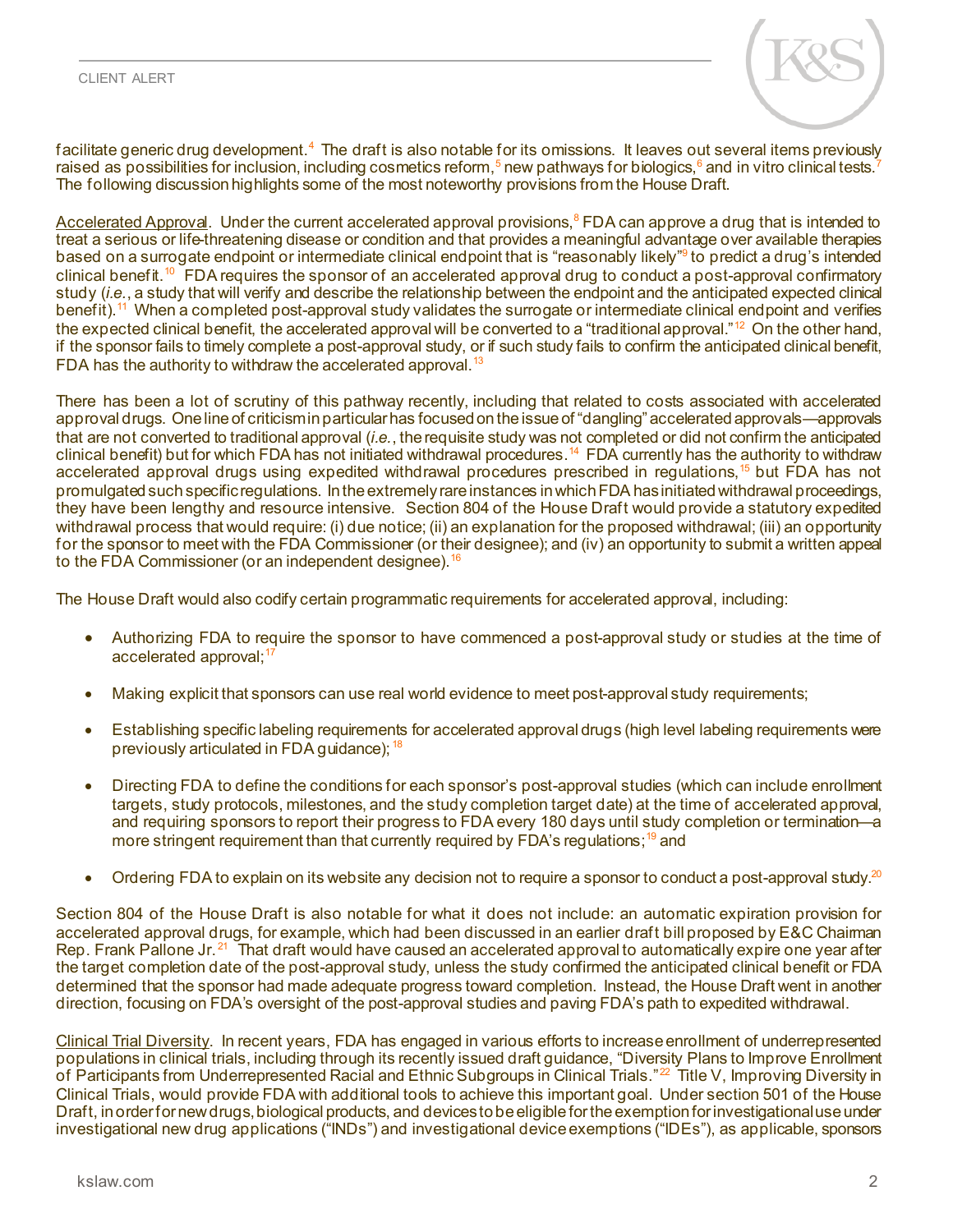facilitate generic drug development.[4] The draft is also notable for its omissions. It leaves out several items previously raised as possibilities for inclusion, including cosmetics reform,[5] new pathways for biologics,[6] and in vitro clinical tests.[7] The following discussion highlights some of the most noteworthy provisions from the House Draft.

Accelerated Approval. Under the current accelerated approval provisions,[8] FDA can approve a drug that is intended to treat a serious or life-threatening disease or condition and that provides a meaningful advantage over available therapies based on a surrogate endpoint or intermediate clinical endpoint that is "reasonably likely"[9] to predict a drug's intended clinical benefit.[10] FDA requires the sponsor of an accelerated approval drug to conduct a post-approval confirmatory study (*i.e.*, a study that will verify and describe the relationship between the endpoint and the anticipated expected clinical benefit).[11] When a completed post-approval study validates the surrogate or intermediate clinical endpoint and verifies the expected clinical benefit, the accelerated approval will be converted to a "traditional approval."[12] On the other hand, if the sponsor fails to timely complete a post-approval study, or if such study fails to confirm the anticipated clinical benefit, FDA has the authority to withdraw the accelerated approval.[13]

There has been a lot of scrutiny of this pathway recently, including that related to costs associated with accelerated approval drugs. One line of criticism in particular has focused on the issue of "dangling" accelerated approvals—approvals that are not converted to traditional approval (*i.e.*, the requisite study was not completed or did not confirm the anticipated clinical benefit) but for which FDA has not initiated withdrawal procedures.[14] FDA currently has the authority to withdraw accelerated approval drugs using expedited withdrawal procedures prescribed in regulations,[15] but FDA has not promulgated such specific regulations. In the extremely rare instances in which FDA has initiated withdrawal proceedings, they have been lengthy and resource intensive. Section 804 of the House Draft would provide a statutory expedited withdrawal process that would require: (i) due notice; (ii) an explanation for the proposed withdrawal; (iii) an opportunity for the sponsor to meet with the FDA Commissioner (or their designee); and (iv) an opportunity to submit a written appeal to the FDA Commissioner (or an independent designee).[16]

The House Draft would also codify certain programmatic requirements for accelerated approval, including:

- Authorizing FDA to require the sponsor to have commenced a post-approval study or studies at the time of accelerated approval;[17]
- Making explicit that sponsors can use real world evidence to meet post-approval study requirements;
- Establishing specific labeling requirements for accelerated approval drugs (high level labeling requirements were previously articulated in FDA guidance);[18]
- Directing FDA to define the conditions for each sponsor's post-approval studies (which can include enrollment targets, study protocols, milestones, and the study completion target date) at the time of accelerated approval, and requiring sponsors to report their progress to FDA every 180 days until study completion or termination—a more stringent requirement than that currently required by FDA's regulations;[19] and
- Ordering FDA to explain on its website any decision not to require a sponsor to conduct a post-approval study.[20]

Section 804 of the House Draft is also notable for what it does not include: an automatic expiration provision for accelerated approval drugs, for example, which had been discussed in an earlier draft bill proposed by E&C Chairman Rep. Frank Pallone Jr.[21] That draft would have caused an accelerated approval to automatically expire one year after the target completion date of the post-approval study, unless the study confirmed the anticipated clinical benefit or FDA determined that the sponsor had made adequate progress toward completion. Instead, the House Draft went in another direction, focusing on FDA's oversight of the post-approval studies and paving FDA's path to expedited withdrawal.

Clinical Trial Diversity. In recent years, FDA has engaged in various efforts to increase enrollment of underrepresented populations in clinical trials, including through its recently issued draft guidance, "Diversity Plans to Improve Enrollment of Participants from Underrepresented Racial and Ethnic Subgroups in Clinical Trials."[22] Title V, Improving Diversity in Clinical Trials, would provide FDA with additional tools to achieve this important goal. Under section 501 of the House Draft, in order for new drugs, biological products, and devices to be eligible for the exemption for investigational use under investigational new drug applications ("INDs") and investigational device exemptions ("IDEs"), as applicable, sponsors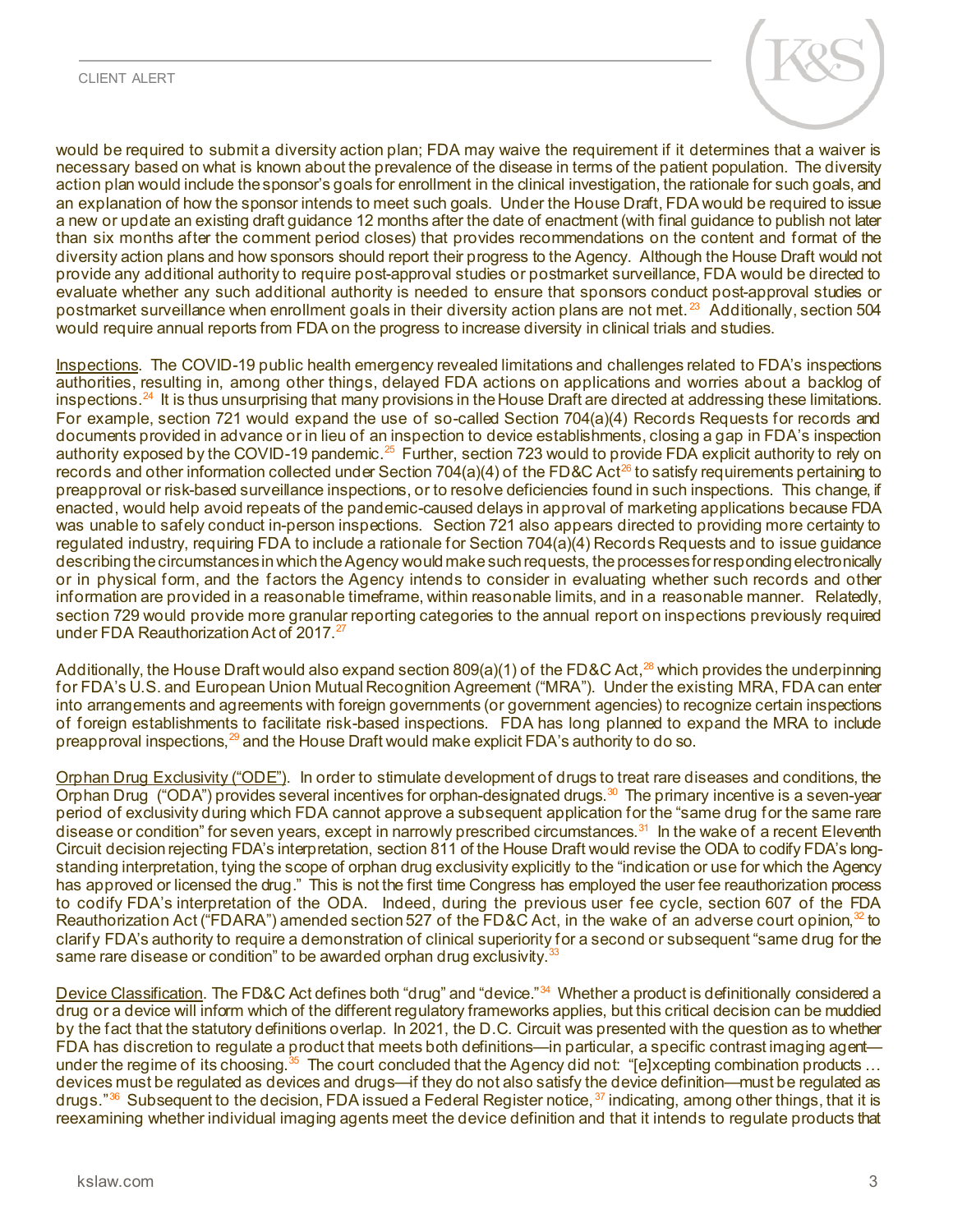would be required to submit a diversity action plan; FDA may waive the requirement if it determines that a waiver is necessary based on what is known about the prevalence of the disease in terms of the patient population. The diversity action plan would include the sponsor's goals for enrollment in the clinical investigation, the rationale for such goals, and an explanation of how the sponsor intends to meet such goals. Under the House Draft, FDA would be required to issue a new or update an existing draft guidance 12 months after the date of enactment (with final guidance to publish not later than six months after the comment period closes) that provides recommendations on the content and format of the diversity action plans and how sponsors should report their progress to the Agency. Although the House Draft would not provide any additional authority to require post-approval studies or postmarket surveillance, FDA would be directed to evaluate whether any such additional authority is needed to ensure that sponsors conduct post-approval studies or postmarket surveillance when enrollment goals in their diversity action plans are not met.[23] Additionally, section 504 would require annual reports from FDA on the progress to increase diversity in clinical trials and studies.

Inspections. The COVID-19 public health emergency revealed limitations and challenges related to FDA's inspections authorities, resulting in, among other things, delayed FDA actions on applications and worries about a backlog of inspections.[24] It is thus unsurprising that many provisions in the House Draft are directed at addressing these limitations. For example, section 721 would expand the use of so-called Section 704(a)(4) Records Requests for records and documents provided in advance or in lieu of an inspection to device establishments, closing a gap in FDA's inspection authority exposed by the COVID-19 pandemic.[25] Further, section 723 would to provide FDA explicit authority to rely on records and other information collected under Section 704(a)(4) of the FD&C Act[26] to satisfy requirements pertaining to preapproval or risk-based surveillance inspections, or to resolve deficiencies found in such inspections. This change, if enacted, would help avoid repeats of the pandemic-caused delays in approval of marketing applications because FDA was unable to safely conduct in-person inspections. Section 721 also appears directed to providing more certainty to regulated industry, requiring FDA to include a rationale for Section 704(a)(4) Records Requests and to issue guidance describing the circumstances in which the Agency would make such requests, the processes for responding electronically or in physical form, and the factors the Agency intends to consider in evaluating whether such records and other information are provided in a reasonable timeframe, within reasonable limits, and in a reasonable manner. Relatedly, section 729 would provide more granular reporting categories to the annual report on inspections previously required under FDA Reauthorization Act of 2017.[27]

Additionally, the House Draft would also expand section 809(a)(1) of the FD&C Act,[28] which provides the underpinning for FDA's U.S. and European Union Mutual Recognition Agreement ("MRA"). Under the existing MRA, FDA can enter into arrangements and agreements with foreign governments (or government agencies) to recognize certain inspections of foreign establishments to facilitate risk-based inspections. FDA has long planned to expand the MRA to include preapproval inspections,[29] and the House Draft would make explicit FDA's authority to do so.

Orphan Drug Exclusivity ("ODE"). In order to stimulate development of drugs to treat rare diseases and conditions, the Orphan Drug ("ODA") provides several incentives for orphan-designated drugs.[30] The primary incentive is a seven-year period of exclusivity during which FDA cannot approve a subsequent application for the "same drug for the same rare disease or condition" for seven years, except in narrowly prescribed circumstances.[31] In the wake of a recent Eleventh Circuit decision rejecting FDA's interpretation, section 811 of the House Draft would revise the ODA to codify FDA's long-standing interpretation, tying the scope of orphan drug exclusivity explicitly to the "indication or use for which the Agency has approved or licensed the drug." This is not the first time Congress has employed the user fee reauthorization process to codify FDA's interpretation of the ODA. Indeed, during the previous user fee cycle, section 607 of the FDA Reauthorization Act ("FDARA") amended section 527 of the FD&C Act, in the wake of an adverse court opinion,[32] to clarify FDA's authority to require a demonstration of clinical superiority for a second or subsequent "same drug for the same rare disease or condition" to be awarded orphan drug exclusivity.[33]

Device Classification. The FD&C Act defines both "drug" and "device."[34] Whether a product is definitionally considered a drug or a device will inform which of the different regulatory frameworks applies, but this critical decision can be muddied by the fact that the statutory definitions overlap. In 2021, the D.C. Circuit was presented with the question as to whether FDA has discretion to regulate a product that meets both definitions—in particular, a specific contrast imaging agent—under the regime of its choosing.[35] The court concluded that the Agency did not: "[e]xcepting combination products … devices must be regulated as devices and drugs—if they do not also satisfy the device definition—must be regulated as drugs."[36] Subsequent to the decision, FDA issued a Federal Register notice,[37] indicating, among other things, that it is reexamining whether individual imaging agents meet the device definition and that it intends to regulate products that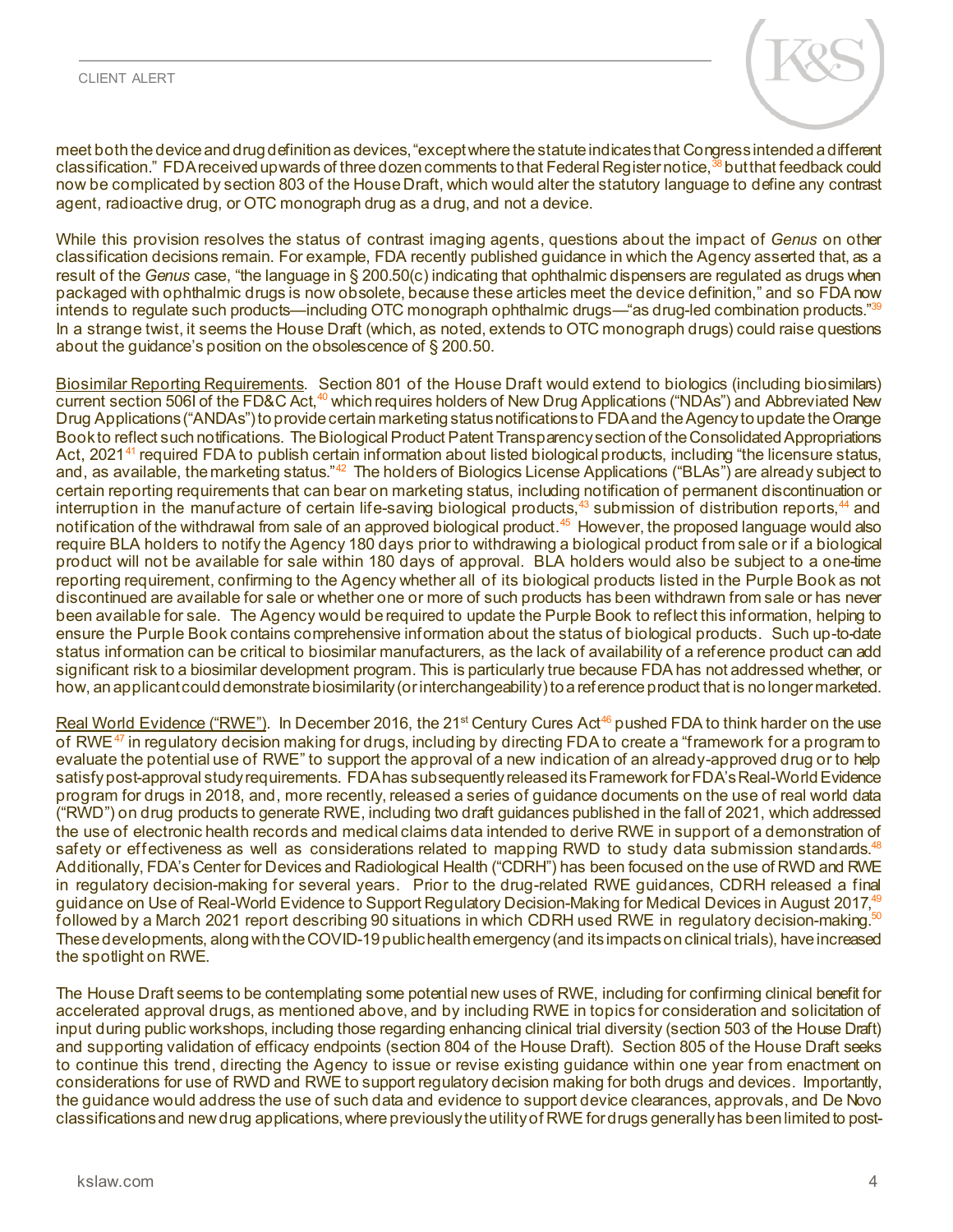meet both the device and drug definition as devices, "except where the statute indicates that Congress intended a different classification." FDA received upwards of three dozen comments to that Federal Register notice,[38] but that feedback could now be complicated by section 803 of the House Draft, which would alter the statutory language to define any contrast agent, radioactive drug, or OTC monograph drug as a drug, and not a device.

While this provision resolves the status of contrast imaging agents, questions about the impact of *Genus* on other classification decisions remain. For example, FDA recently published guidance in which the Agency asserted that, as a result of the *Genus* case, "the language in § 200.50(c) indicating that ophthalmic dispensers are regulated as drugs when packaged with ophthalmic drugs is now obsolete, because these articles meet the device definition," and so FDA now intends to regulate such products—including OTC monograph ophthalmic drugs—"as drug-led combination products."[39] In a strange twist, it seems the House Draft (which, as noted, extends to OTC monograph drugs) could raise questions about the guidance's position on the obsolescence of § 200.50.

<u>Biosimilar Reporting Requirements</u>. Section 801 of the House Draft would extend to biologics (including biosimilars) current section 506I of the FD&C Act,[40] which requires holders of New Drug Applications ("NDAs") and Abbreviated New Drug Applications ("ANDAs") to provide certain marketing status notifications to FDA and the Agency to update the Orange Book to reflect such notifications. The Biological Product Patent Transparency section of the Consolidated Appropriations Act, 2021[41] required FDA to publish certain information about listed biological products, including "the licensure status, and, as available, the marketing status."[42] The holders of Biologics License Applications ("BLAs") are already subject to certain reporting requirements that can bear on marketing status, including notification of permanent discontinuation or interruption in the manufacture of certain life-saving biological products,[43] submission of distribution reports,[44] and notification of the withdrawal from sale of an approved biological product.[45] However, the proposed language would also require BLA holders to notify the Agency 180 days prior to withdrawing a biological product from sale or if a biological product will not be available for sale within 180 days of approval. BLA holders would also be subject to a one-time reporting requirement, confirming to the Agency whether all of its biological products listed in the Purple Book as not discontinued are available for sale or whether one or more of such products has been withdrawn from sale or has never been available for sale. The Agency would be required to update the Purple Book to reflect this information, helping to ensure the Purple Book contains comprehensive information about the status of biological products. Such up-to-date status information can be critical to biosimilar manufacturers, as the lack of availability of a reference product can add significant risk to a biosimilar development program. This is particularly true because FDA has not addressed whether, or how, an applicant could demonstrate biosimilarity (or interchangeability) to a reference product that is no longer marketed.

<u>Real World Evidence ("RWE")</u>. In December 2016, the 21st Century Cures Act[46] pushed FDA to think harder on the use of RWE[47] in regulatory decision making for drugs, including by directing FDA to create a "framework for a program to evaluate the potential use of RWE" to support the approval of a new indication of an already-approved drug or to help satisfy post-approval study requirements. FDA has subsequently released its Framework for FDA's Real-World Evidence program for drugs in 2018, and, more recently, released a series of guidance documents on the use of real world data ("RWD") on drug products to generate RWE, including two draft guidances published in the fall of 2021, which addressed the use of electronic health records and medical claims data intended to derive RWE in support of a demonstration of safety or effectiveness as well as considerations related to mapping RWD to study data submission standards.[48] Additionally, FDA's Center for Devices and Radiological Health ("CDRH") has been focused on the use of RWD and RWE in regulatory decision-making for several years. Prior to the drug-related RWE guidances, CDRH released a final guidance on Use of Real-World Evidence to Support Regulatory Decision-Making for Medical Devices in August 2017,[49] followed by a March 2021 report describing 90 situations in which CDRH used RWE in regulatory decision-making.[50] These developments, along with the COVID-19 public health emergency (and its impacts on clinical trials), have increased the spotlight on RWE.

The House Draft seems to be contemplating some potential new uses of RWE, including for confirming clinical benefit for accelerated approval drugs, as mentioned above, and by including RWE in topics for consideration and solicitation of input during public workshops, including those regarding enhancing clinical trial diversity (section 503 of the House Draft) and supporting validation of efficacy endpoints (section 804 of the House Draft). Section 805 of the House Draft seeks to continue this trend, directing the Agency to issue or revise existing guidance within one year from enactment on considerations for use of RWD and RWE to support regulatory decision making for both drugs and devices. Importantly, the guidance would address the use of such data and evidence to support device clearances, approvals, and De Novo classifications and new drug applications, where previously the utility of RWE for drugs generally has been limited to post-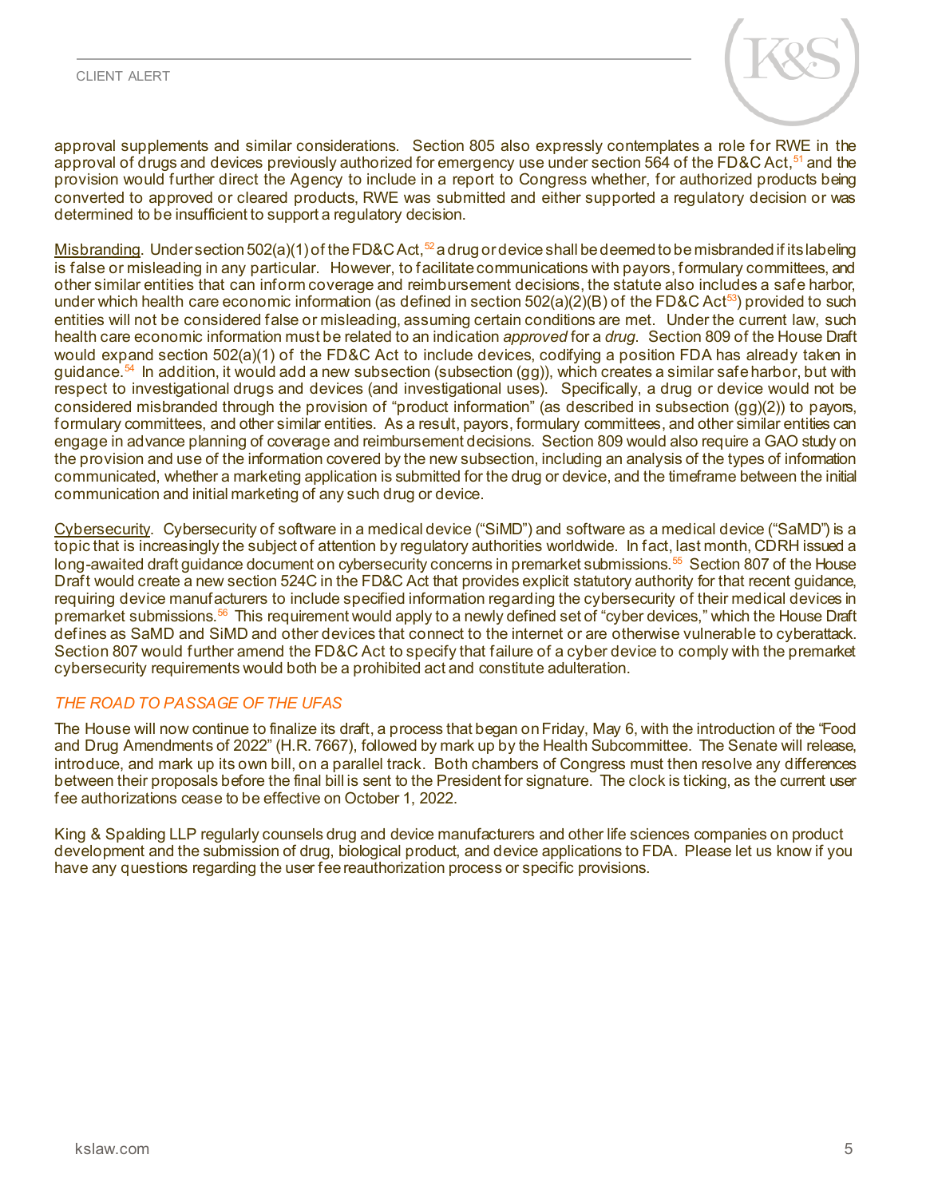approval supplements and similar considerations. Section 805 also expressly contemplates a role for RWE in the approval of drugs and devices previously authorized for emergency use under section 564 of the FD&C Act,[51] and the provision would further direct the Agency to include in a report to Congress whether, for authorized products being converted to approved or cleared products, RWE was submitted and either supported a regulatory decision or was determined to be insufficient to support a regulatory decision.

Misbranding. Under section 502(a)(1) of the FD&C Act,[52] a drug or device shall be deemed to be misbranded if its labeling is false or misleading in any particular. However, to facilitate communications with payors, formulary committees, and other similar entities that can inform coverage and reimbursement decisions, the statute also includes a safe harbor, under which health care economic information (as defined in section 502(a)(2)(B) of the FD&C Act[53]) provided to such entities will not be considered false or misleading, assuming certain conditions are met. Under the current law, such health care economic information must be related to an indication *approved* for a *drug*. Section 809 of the House Draft would expand section 502(a)(1) of the FD&C Act to include devices, codifying a position FDA has already taken in guidance.[54] In addition, it would add a new subsection (subsection (gg)), which creates a similar safe harbor, but with respect to investigational drugs and devices (and investigational uses). Specifically, a drug or device would not be considered misbranded through the provision of "product information" (as described in subsection (gg)(2)) to payors, formulary committees, and other similar entities. As a result, payors, formulary committees, and other similar entities can engage in advance planning of coverage and reimbursement decisions. Section 809 would also require a GAO study on the provision and use of the information covered by the new subsection, including an analysis of the types of information communicated, whether a marketing application is submitted for the drug or device, and the timeframe between the initial communication and initial marketing of any such drug or device.

Cybersecurity. Cybersecurity of software in a medical device ("SiMD") and software as a medical device ("SaMD") is a topic that is increasingly the subject of attention by regulatory authorities worldwide. In fact, last month, CDRH issued a long-awaited draft guidance document on cybersecurity concerns in premarket submissions.[55] Section 807 of the House Draft would create a new section 524C in the FD&C Act that provides explicit statutory authority for that recent guidance, requiring device manufacturers to include specified information regarding the cybersecurity of their medical devices in premarket submissions.[56] This requirement would apply to a newly defined set of "cyber devices," which the House Draft defines as SaMD and SiMD and other devices that connect to the internet or are otherwise vulnerable to cyberattack. Section 807 would further amend the FD&C Act to specify that failure of a cyber device to comply with the premarket cybersecurity requirements would both be a prohibited act and constitute adulteration.

## *THE ROAD TO PASSAGE OF THE UFAS*

The House will now continue to finalize its draft, a process that began on Friday, May 6, with the introduction of the "Food and Drug Amendments of 2022" (H.R. 7667), followed by mark up by the Health Subcommittee. The Senate will release, introduce, and mark up its own bill, on a parallel track. Both chambers of Congress must then resolve any differences between their proposals before the final bill is sent to the President for signature. The clock is ticking, as the current user fee authorizations cease to be effective on October 1, 2022.

King & Spalding LLP regularly counsels drug and device manufacturers and other life sciences companies on product development and the submission of drug, biological product, and device applications to FDA. Please let us know if you have any questions regarding the user fee reauthorization process or specific provisions.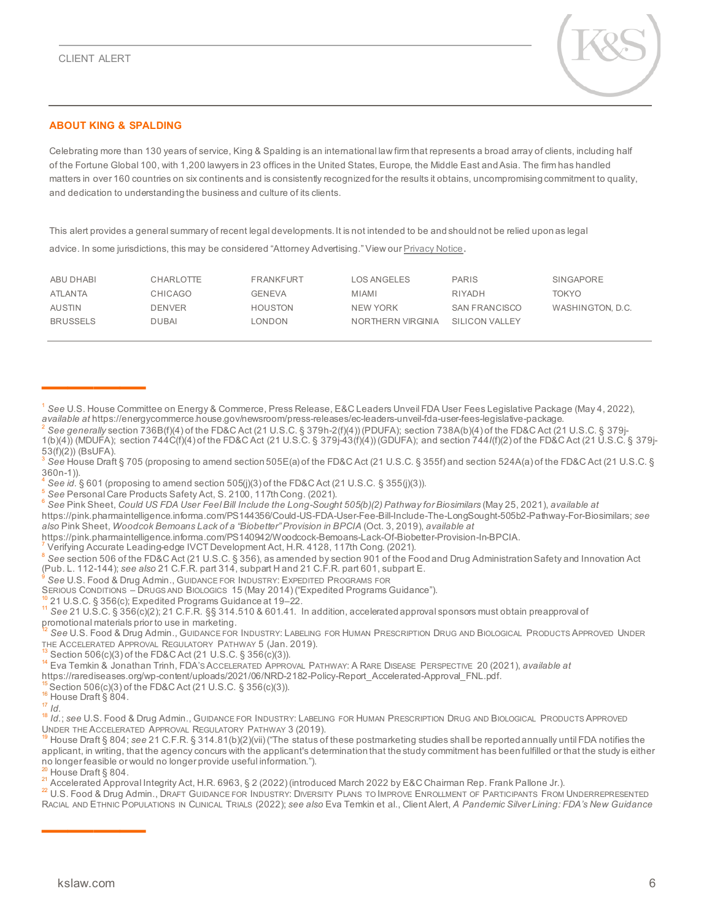CLIENT ALERT

## ABOUT KING & SPALDING

Celebrating more than 130 years of service, King & Spalding is an international law firm that represents a broad array of clients, including half of the Fortune Global 100, with 1,200 lawyers in 23 offices in the United States, Europe, the Middle East and Asia. The firm has handled matters in over 160 countries on six continents and is consistently recognized for the results it obtains, uncompromising commitment to quality, and dedication to understanding the business and culture of its clients.

This alert provides a general summary of recent legal developments. It is not intended to be and should not be relied upon as legal advice. In some jurisdictions, this may be considered "Attorney Advertising." View our Privacy Notice.

| | | | | | |
|---|---|---|---|---|---|
| ABU DHABI | CHARLOTTE | FRANKFURT | LOS ANGELES | PARIS | SINGAPORE |
| ATLANTA | CHICAGO | GENEVA | MIAMI | RIYADH | TOKYO |
| AUSTIN | DENVER | HOUSTON | NEW YORK | SAN FRANCISCO | WASHINGTON, D.C. |
| BRUSSELS | DUBAI | LONDON | NORTHERN VIRGINIA | SILICON VALLEY | |

---

[1] *See* U.S. House Committee on Energy & Commerce, Press Release, E&C Leaders Unveil FDA User Fees Legislative Package (May 4, 2022), *available at* https://energycommerce.house.gov/newsroom/press-releases/ec-leaders-unveil-fda-user-fees-legislative-package.

[2] *See generally* section 736B(f)(4) of the FD&C Act (21 U.S.C. § 379h-2(f)(4)) (PDUFA); section 738A(b)(4) of the FD&C Act (21 U.S.C. § 379j-1(b)(4)) (MDUFA); section 744C(f)(4) of the FD&C Act (21 U.S.C. § 379j-43(f)(4)) (GDUFA); and section 744*I*(f)(2) of the FD&C Act (21 U.S.C. § 379j-53(f)(2)) (BsUFA).

[3] *See* House Draft § 705 (proposing to amend section 505E(a) of the FD&C Act (21 U.S.C. § 355f) and section 524A(a) of the FD&C Act (21 U.S.C. § 360n-1)).

[4] *See id.* § 601 (proposing to amend section 505(j)(3) of the FD&C Act (21 U.S.C. § 355(j)(3)).

[5] *See* Personal Care Products Safety Act, S. 2100, 117th Cong. (2021).

[6] *See* Pink Sheet, *Could US FDA User Feel Bill Include the Long-Sought 505(b)(2) Pathway for Biosimilars* (May 25, 2021), *available at* https://pink.pharmaintelligence.informa.com/PS144356/Could-US-FDA-User-Fee-Bill-Include-The-LongSought-505b2-Pathway-For-Biosimilars; *see also* Pink Sheet, *Woodcock Bemoans Lack of a "Biobetter" Provision in BPCIA* (Oct. 3, 2019), *available at* https://pink.pharmaintelligence.informa.com/PS140942/Woodcock-Bemoans-Lack-Of-Biobetter-Provision-In-BPCIA.

[7] Verifying Accurate Leading-edge IVCT Development Act, H.R. 4128, 117th Cong. (2021).

[8] *See* section 506 of the FD&C Act (21 U.S.C. § 356), as amended by section 901 of the Food and Drug Administration Safety and Innovation Act (Pub. L. 112-144); *see also* 21 C.F.R. part 314, subpart H and 21 C.F.R. part 601, subpart E.

[9] *See* U.S. Food & Drug Admin., Guidance for Industry: Expedited Programs for Serious Conditions – Drugs and Biologics 15 (May 2014) ("Expedited Programs Guidance").

[10] 21 U.S.C. § 356(c); Expedited Programs Guidance at 19–22.

[11] *See* 21 U.S.C. § 356(c)(2); 21 C.F.R. §§ 314.510 & 601.41. In addition, accelerated approval sponsors must obtain preapproval of promotional materials prior to use in marketing.

[12] *See* U.S. Food & Drug Admin., Guidance for Industry: Labeling for Human Prescription Drug and Biological Products Approved Under the Accelerated Approval Regulatory Pathway 5 (Jan. 2019).

[13] Section 506(c)(3) of the FD&C Act (21 U.S.C. § 356(c)(3)).

[14] Eva Temkin & Jonathan Trinh, FDA's Accelerated Approval Pathway: A Rare Disease Perspective 20 (2021), *available at* https://rarediseases.org/wp-content/uploads/2021/06/NRD-2182-Policy-Report_Accelerated-Approval_FNL.pdf.

[15] Section 506(c)(3) of the FD&C Act (21 U.S.C. § 356(c)(3)).

[16] House Draft § 804.

[17] *Id.*

[18] *Id.*; *see* U.S. Food & Drug Admin., Guidance for Industry: Labeling for Human Prescription Drug and Biological Products Approved Under the Accelerated Approval Regulatory Pathway 3 (2019).

[19] House Draft § 804; *see* 21 C.F.R. § 314.81(b)(2)(vii) ("The status of these postmarketing studies shall be reported annually until FDA notifies the applicant, in writing, that the agency concurs with the applicant's determination that the study commitment has been fulfilled or that the study is either no longer feasible or would no longer provide useful information.").

[20] House Draft § 804.

[21] Accelerated Approval Integrity Act, H.R. 6963, § 2 (2022) (introduced March 2022 by E&C Chairman Rep. Frank Pallone Jr.).

[22] U.S. Food & Drug Admin., Draft Guidance for Industry: Diversity Plans to Improve Enrollment of Participants From Underrepresented Racial and Ethnic Populations in Clinical Trials (2022); *see also* Eva Temkin et al., Client Alert, *A Pandemic Silver Lining: FDA's New Guidance*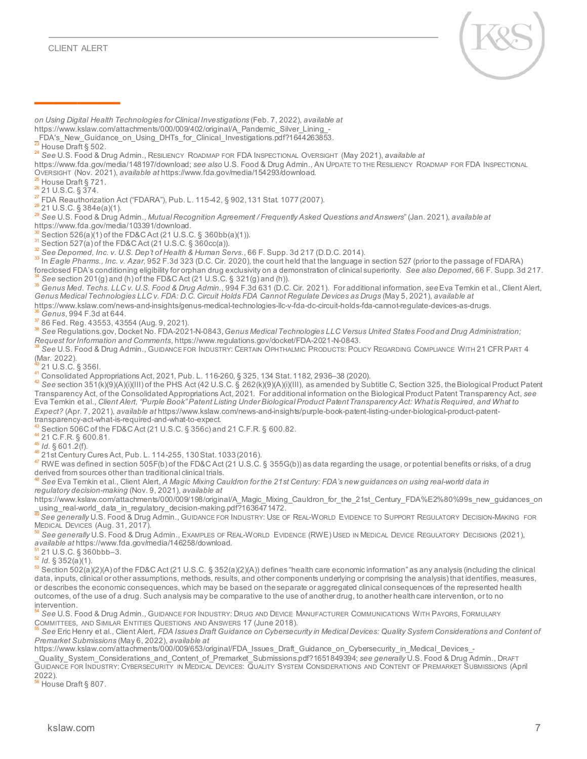*on Using Digital Health Technologies for Clinical Investigations* (Feb. 7, 2022), *available at* https://www.kslaw.com/attachments/000/009/402/original/A_Pandemic_Silver_Lining_-_FDA's_New_Guidance_on_Using_DHTs_for_Clinical_Investigations.pdf?1644263853.

[23] House Draft § 502.

[24] *See* U.S. Food & Drug Admin., RESILIENCY ROADMAP FOR FDA INSPECTIONAL OVERSIGHT (May 2021), *available at* https://www.fda.gov/media/148197/download; *see also* U.S. Food & Drug Admin., AN UPDATE TO THE RESILIENCY ROADMAP FOR FDA INSPECTIONAL OVERSIGHT (Nov. 2021), *available at* https://www.fda.gov/media/154293/download.

[25] House Draft § 721.

[26] 21 U.S.C. § 374.

[27] FDA Reauthorization Act ("FDARA"), Pub. L. 115-42, § 902, 131 Stat. 1077 (2007).

[28] 21 U.S.C. § 384e(a)(1).

[29] *See* U.S. Food & Drug Admin., *Mutual Recognition Agreement / Frequently Asked Questions and Answers*" (Jan. 2021), *available at* https://www.fda.gov/media/103391/download.

[30] Section 526(a)(1) of the FD&C Act (21 U.S.C. § 360bb(a)(1)).

[31] Section 527(a) of the FD&C Act (21 U.S.C. § 360cc(a)).

[32] *See Depomed, Inc. v. U.S. Dep't of Health & Human Servs.*, 66 F. Supp. 3d 217 (D.D.C. 2014).

[33] In *Eagle Pharms., Inc. v. Azar*, 952 F.3d 323 (D.C. Cir. 2020), the court held that the language in section 527 (prior to the passage of FDARA) foreclosed FDA's conditioning eligibility for orphan drug exclusivity on a demonstration of clinical superiority. *See also Depomed*, 66 F. Supp. 3d 217.

[34] *See* section 201(g) and (h) of the FD&C Act (21 U.S.C. § 321(g) and (h)).

[35] *Genus Med. Techs. LLC v. U.S. Food & Drug Admin.*, 994 F.3d 631 (D.C. Cir. 2021). For additional information, *see* Eva Temkin et al., Client Alert, *Genus Medical Technologies LLC v. FDA: D.C. Circuit Holds FDA Cannot Regulate Devices as Drugs* (May 5, 2021), *available at* https://www.kslaw.com/news-and-insights/genus-medical-technologies-llc-v-fda-dc-circuit-holds-fda-cannot-regulate-devices-as-drugs.

[36] *Genus*, 994 F.3d at 644.

[37] 86 Fed. Reg. 43553, 43554 (Aug. 9, 2021).

[38] *See* Regulations.gov, Docket No. FDA-2021-N-0843, *Genus Medical Technologies LLC Versus United States Food and Drug Administration; Request for Information and Comments*, https://www.regulations.gov/docket/FDA-2021-N-0843.

[39] *See* U.S. Food & Drug Admin., GUIDANCE FOR INDUSTRY: CERTAIN OPHTHALMIC PRODUCTS: POLICY REGARDING COMPLIANCE WITH 21 CFR PART 4 (Mar. 2022).

[40] 21 U.S.C. § 356l.

[41] Consolidated Appropriations Act, 2021, Pub. L. 116-260, § 325, 134 Stat. 1182, 2936–38 (2020).

[42] *See* section 351(k)(9)(A)(i)(III) of the PHS Act (42 U.S.C. § 262(k)(9)(A)(i)(III), as amended by Subtitle C, Section 325, the Biological Product Patent Transparency Act, of the Consolidated Appropriations Act, 2021. For additional information on the Biological Product Patent Transparency Act, *see* Eva Temkin et al., *Client Alert, "Purple Book" Patent Listing Under Biological Product Patent Transparency Act: What is Required, and What to Expect?* (Apr. 7, 2021), *available at* https://www.kslaw.com/news-and-insights/purple-book-patent-listing-under-biological-product-patent-transparency-act-what-is-required-and-what-to-expect.

[43] Section 506C of the FD&C Act (21 U.S.C. § 356c) and 21 C.F.R. § 600.82.

[44] 21 C.F.R. § 600.81.

[45] *Id.* § 601.2(f).

[46] 21st Century Cures Act, Pub. L. 114-255, 130 Stat. 1033 (2016).

[47] RWE was defined in section 505F(b) of the FD&C Act (21 U.S.C. § 355G(b)) as data regarding the usage, or potential benefits or risks, of a drug derived from sources other than traditional clinical trials.

[48] *See* Eva Temkin et al., Client Alert, *A Magic Mixing Cauldron for the 21st Century: FDA's new guidances on using real-world data in regulatory decision-making* (Nov. 9, 2021), *available at* https://www.kslaw.com/attachments/000/009/198/original/A_Magic_Mixing_Cauldron_for_the_21st_Century_FDA%E2%80%99s_new_guidances_on_using_real-world_data_in_regulatory_decision-making.pdf?1636471472.

[49] *See generally* U.S. Food & Drug Admin., GUIDANCE FOR INDUSTRY: USE OF REAL-WORLD EVIDENCE TO SUPPORT REGULATORY DECISION-MAKING FOR MEDICAL DEVICES (Aug. 31, 2017).

[50] *See generally* U.S. Food & Drug Admin., EXAMPLES OF REAL-WORLD EVIDENCE (RWE) USED IN MEDICAL DEVICE REGULATORY DECISIONS (2021), *available at* https://www.fda.gov/media/146258/download.

[51] 21 U.S.C. § 360bbb–3.

[52] *Id.* § 352(a)(1).

[53] Section 502(a)(2)(A) of the FD&C Act (21 U.S.C. § 352(a)(2)(A)) defines "health care economic information" as any analysis (including the clinical data, inputs, clinical or other assumptions, methods, results, and other components underlying or comprising the analysis) that identifies, measures, or describes the economic consequences, which may be based on the separate or aggregated clinical consequences of the represented health outcomes, of the use of a drug. Such analysis may be comparative to the use of another drug, to another health care intervention, or to no intervention.

[54] *See* U.S. Food & Drug Admin., GUIDANCE FOR INDUSTRY: DRUG AND DEVICE MANUFACTURER COMMUNICATIONS WITH PAYORS, FORMULARY COMMITTEES, AND SIMILAR ENTITIES QUESTIONS AND ANSWERS 17 (June 2018).

[55] *See* Eric Henry et al., Client Alert, *FDA Issues Draft Guidance on Cybersecurity in Medical Devices: Quality System Considerations and Content of Premarket Submissions* (May 6, 2022), *available at* https://www.kslaw.com/attachments/000/009/653/original/FDA_Issues_Draft_Guidance_on_Cybersecurity_in_Medical_Devices_-_Quality_System_Considerations_and_Content_of_Premarket_Submissions.pdf?1651849394; *see generally* U.S. Food & Drug Admin., DRAFT GUIDANCE FOR INDUSTRY: CYBERSECURITY IN MEDICAL DEVICES: QUALITY SYSTEM CONSIDERATIONS AND CONTENT OF PREMARKET SUBMISSIONS (April 2022).

[56] House Draft § 807.